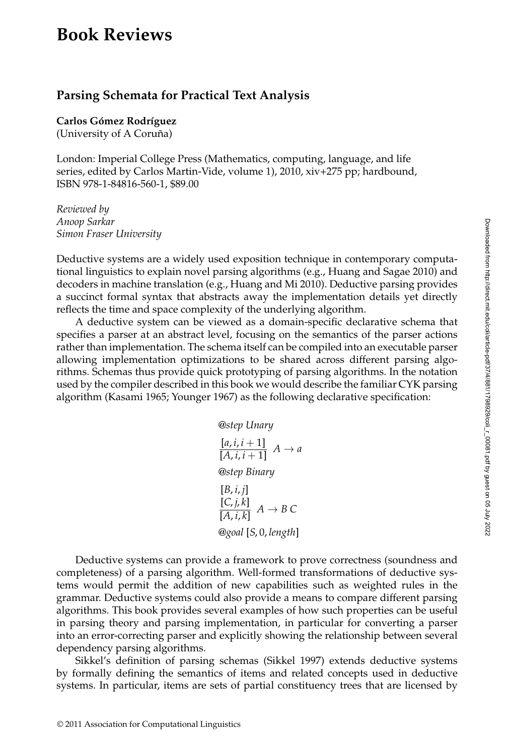# Book Reviews

## Parsing Schemata for Practical Text Analysis

**Carlos Gómez Rodríguez**
(University of A Coruña)

London: Imperial College Press (Mathematics, computing, language, and life series, edited by Carlos Martin-Vide, volume 1), 2010, xiv+275 pp; hardbound, ISBN 978-1-84816-560-1, $89.00

*Reviewed by*
*Anoop Sarkar*
*Simon Fraser University*

Deductive systems are a widely used exposition technique in contemporary computational linguistics to explain novel parsing algorithms (e.g., Huang and Sagae 2010) and decoders in machine translation (e.g., Huang and Mi 2010). Deductive parsing provides a succinct formal syntax that abstracts away the implementation details yet directly reflects the time and space complexity of the underlying algorithm.

A deductive system can be viewed as a domain-specific declarative schema that specifies a parser at an abstract level, focusing on the semantics of the parser actions rather than implementation. The schema itself can be compiled into an executable parser allowing implementation optimizations to be shared across different parsing algorithms. Schemas thus provide quick prototyping of parsing algorithms. In the notation used by the compiler described in this book we would describe the familiar CYK parsing algorithm (Kasami 1965; Younger 1967) as the following declarative specification:

*@step Unary*

$$\frac{[a, i, i+1]}{[A, i, i+1]} \; A \rightarrow a$$

*@step Binary*

$$\frac{\begin{array}{c}[B, i, j] \\ [C, j, k]\end{array}}{[A, i, k]} \; A \rightarrow B\ C$$

*@goal* $[S, 0, length]$

Deductive systems can provide a framework to prove correctness (soundness and completeness) of a parsing algorithm. Well-formed transformations of deductive systems would permit the addition of new capabilities such as weighted rules in the grammar. Deductive systems could also provide a means to compare different parsing algorithms. This book provides several examples of how such properties can be useful in parsing theory and parsing implementation, in particular for converting a parser into an error-correcting parser and explicitly showing the relationship between several dependency parsing algorithms.

Sikkel's definition of parsing schemas (Sikkel 1997) extends deductive systems by formally defining the semantics of items and related concepts used in deductive systems. In particular, items are sets of partial constituency trees that are licensed by

© 2011 Association for Computational Linguistics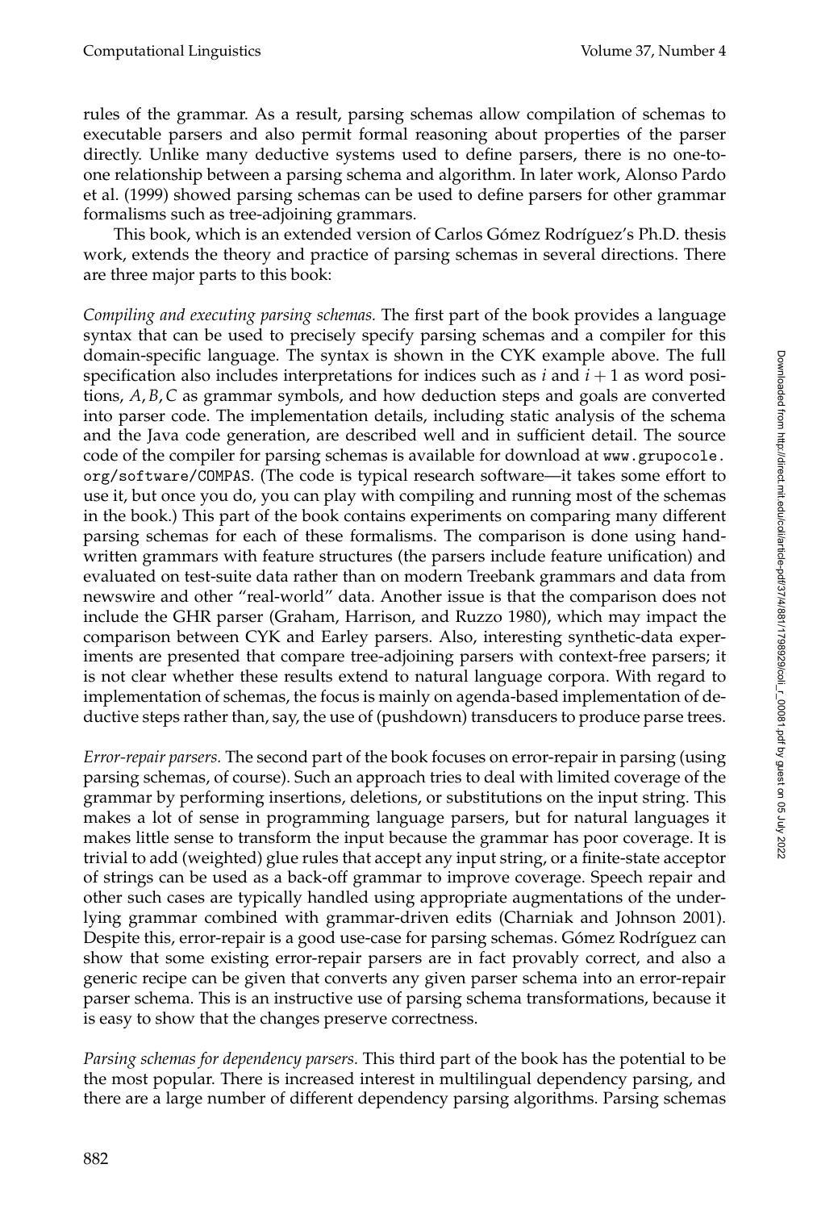rules of the grammar. As a result, parsing schemas allow compilation of schemas to executable parsers and also permit formal reasoning about properties of the parser directly. Unlike many deductive systems used to define parsers, there is no one-to-one relationship between a parsing schema and algorithm. In later work, Alonso Pardo et al. (1999) showed parsing schemas can be used to define parsers for other grammar formalisms such as tree-adjoining grammars.

This book, which is an extended version of Carlos Gómez Rodríguez's Ph.D. thesis work, extends the theory and practice of parsing schemas in several directions. There are three major parts to this book:

*Compiling and executing parsing schemas.* The first part of the book provides a language syntax that can be used to precisely specify parsing schemas and a compiler for this domain-specific language. The syntax is shown in the CYK example above. The full specification also includes interpretations for indices such as $i$ and $i+1$ as word positions, $A, B, C$ as grammar symbols, and how deduction steps and goals are converted into parser code. The implementation details, including static analysis of the schema and the Java code generation, are described well and in sufficient detail. The source code of the compiler for parsing schemas is available for download at `www.grupocole.org/software/COMPAS`. (The code is typical research software—it takes some effort to use it, but once you do, you can play with compiling and running most of the schemas in the book.) This part of the book contains experiments on comparing many different parsing schemas for each of these formalisms. The comparison is done using hand-written grammars with feature structures (the parsers include feature unification) and evaluated on test-suite data rather than on modern Treebank grammars and data from newswire and other "real-world" data. Another issue is that the comparison does not include the GHR parser (Graham, Harrison, and Ruzzo 1980), which may impact the comparison between CYK and Earley parsers. Also, interesting synthetic-data experiments are presented that compare tree-adjoining parsers with context-free parsers; it is not clear whether these results extend to natural language corpora. With regard to implementation of schemas, the focus is mainly on agenda-based implementation of deductive steps rather than, say, the use of (pushdown) transducers to produce parse trees.

*Error-repair parsers.* The second part of the book focuses on error-repair in parsing (using parsing schemas, of course). Such an approach tries to deal with limited coverage of the grammar by performing insertions, deletions, or substitutions on the input string. This makes a lot of sense in programming language parsers, but for natural languages it makes little sense to transform the input because the grammar has poor coverage. It is trivial to add (weighted) glue rules that accept any input string, or a finite-state acceptor of strings can be used as a back-off grammar to improve coverage. Speech repair and other such cases are typically handled using appropriate augmentations of the underlying grammar combined with grammar-driven edits (Charniak and Johnson 2001). Despite this, error-repair is a good use-case for parsing schemas. Gómez Rodríguez can show that some existing error-repair parsers are in fact provably correct, and also a generic recipe can be given that converts any given parser schema into an error-repair parser schema. This is an instructive use of parsing schema transformations, because it is easy to show that the changes preserve correctness.

*Parsing schemas for dependency parsers.* This third part of the book has the potential to be the most popular. There is increased interest in multilingual dependency parsing, and there are a large number of different dependency parsing algorithms. Parsing schemas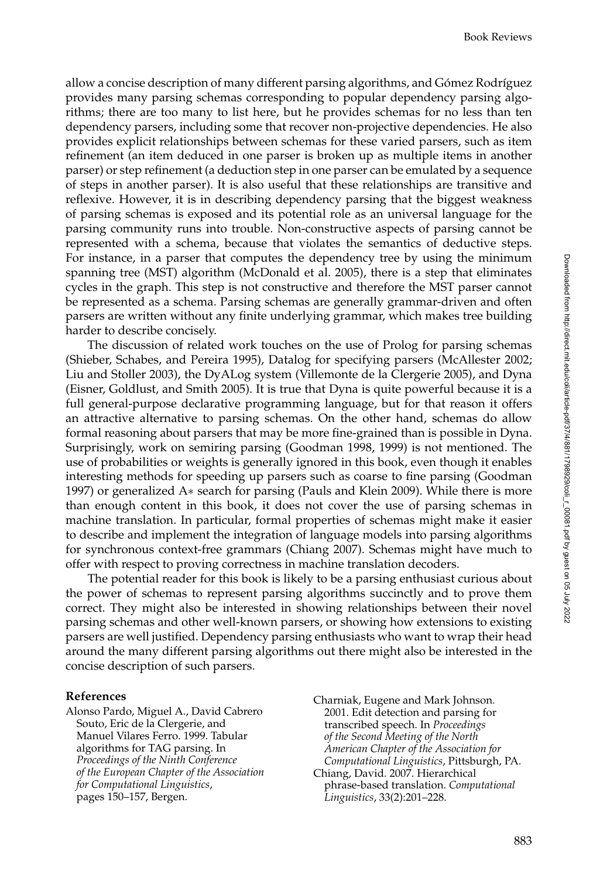allow a concise description of many different parsing algorithms, and Gómez Rodríguez provides many parsing schemas corresponding to popular dependency parsing algorithms; there are too many to list here, but he provides schemas for no less than ten dependency parsers, including some that recover non-projective dependencies. He also provides explicit relationships between schemas for these varied parsers, such as item refinement (an item deduced in one parser is broken up as multiple items in another parser) or step refinement (a deduction step in one parser can be emulated by a sequence of steps in another parser). It is also useful that these relationships are transitive and reflexive. However, it is in describing dependency parsing that the biggest weakness of parsing schemas is exposed and its potential role as an universal language for the parsing community runs into trouble. Non-constructive aspects of parsing cannot be represented with a schema, because that violates the semantics of deductive steps. For instance, in a parser that computes the dependency tree by using the minimum spanning tree (MST) algorithm (McDonald et al. 2005), there is a step that eliminates cycles in the graph. This step is not constructive and therefore the MST parser cannot be represented as a schema. Parsing schemas are generally grammar-driven and often parsers are written without any finite underlying grammar, which makes tree building harder to describe concisely.

The discussion of related work touches on the use of Prolog for parsing schemas (Shieber, Schabes, and Pereira 1995), Datalog for specifying parsers (McAllester 2002; Liu and Stoller 2003), the DyALog system (Villemonte de la Clergerie 2005), and Dyna (Eisner, Goldlust, and Smith 2005). It is true that Dyna is quite powerful because it is a full general-purpose declarative programming language, but for that reason it offers an attractive alternative to parsing schemas. On the other hand, schemas do allow formal reasoning about parsers that may be more fine-grained than is possible in Dyna. Surprisingly, work on semiring parsing (Goodman 1998, 1999) is not mentioned. The use of probabilities or weights is generally ignored in this book, even though it enables interesting methods for speeding up parsers such as coarse to fine parsing (Goodman 1997) or generalized A$*$ search for parsing (Pauls and Klein 2009). While there is more than enough content in this book, it does not cover the use of parsing schemas in machine translation. In particular, formal properties of schemas might make it easier to describe and implement the integration of language models into parsing algorithms for synchronous context-free grammars (Chiang 2007). Schemas might have much to offer with respect to proving correctness in machine translation decoders.

The potential reader for this book is likely to be a parsing enthusiast curious about the power of schemas to represent parsing algorithms succinctly and to prove them correct. They might also be interested in showing relationships between their novel parsing schemas and other well-known parsers, or showing how extensions to existing parsers are well justified. Dependency parsing enthusiasts who want to wrap their head around the many different parsing algorithms out there might also be interested in the concise description of such parsers.

## References

Alonso Pardo, Miguel A., David Cabrero Souto, Eric de la Clergerie, and Manuel Vilares Ferro. 1999. Tabular algorithms for TAG parsing. In *Proceedings of the Ninth Conference of the European Chapter of the Association for Computational Linguistics*, pages 150–157, Bergen.

Charniak, Eugene and Mark Johnson. 2001. Edit detection and parsing for transcribed speech. In *Proceedings of the Second Meeting of the North American Chapter of the Association for Computational Linguistics*, Pittsburgh, PA.

Chiang, David. 2007. Hierarchical phrase-based translation. *Computational Linguistics*, 33(2):201–228.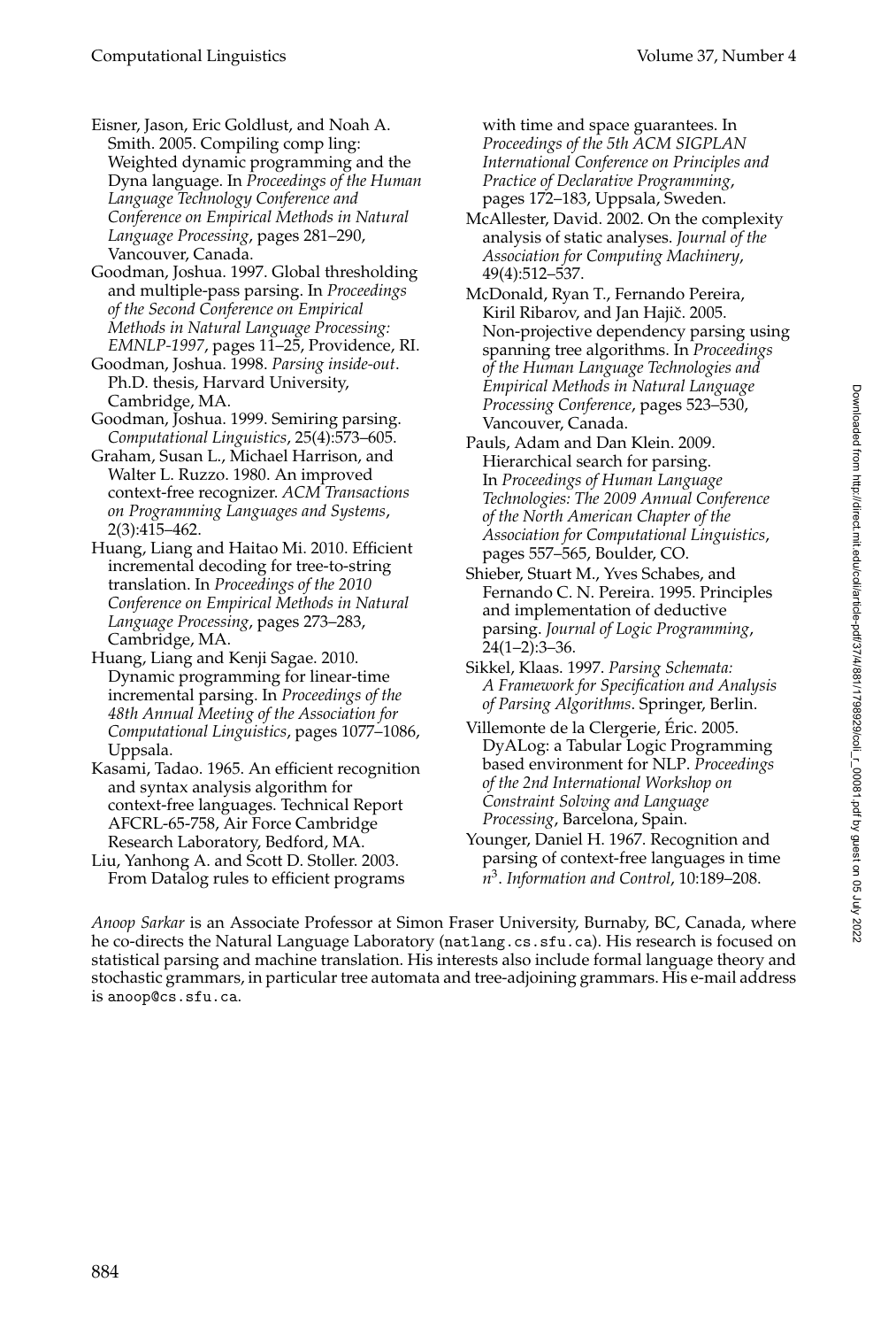Eisner, Jason, Eric Goldlust, and Noah A. Smith. 2005. Compiling comp ling: Weighted dynamic programming and the Dyna language. In *Proceedings of the Human Language Technology Conference and Conference on Empirical Methods in Natural Language Processing*, pages 281–290, Vancouver, Canada.

Goodman, Joshua. 1997. Global thresholding and multiple-pass parsing. In *Proceedings of the Second Conference on Empirical Methods in Natural Language Processing: EMNLP-1997*, pages 11–25, Providence, RI.

Goodman, Joshua. 1998. *Parsing inside-out*. Ph.D. thesis, Harvard University, Cambridge, MA.

Goodman, Joshua. 1999. Semiring parsing. *Computational Linguistics*, 25(4):573–605.

Graham, Susan L., Michael Harrison, and Walter L. Ruzzo. 1980. An improved context-free recognizer. *ACM Transactions on Programming Languages and Systems*, 2(3):415–462.

Huang, Liang and Haitao Mi. 2010. Efficient incremental decoding for tree-to-string translation. In *Proceedings of the 2010 Conference on Empirical Methods in Natural Language Processing*, pages 273–283, Cambridge, MA.

Huang, Liang and Kenji Sagae. 2010. Dynamic programming for linear-time incremental parsing. In *Proceedings of the 48th Annual Meeting of the Association for Computational Linguistics*, pages 1077–1086, Uppsala.

Kasami, Tadao. 1965. An efficient recognition and syntax analysis algorithm for context-free languages. Technical Report AFCRL-65-758, Air Force Cambridge Research Laboratory, Bedford, MA.

Liu, Yanhong A. and Scott D. Stoller. 2003. From Datalog rules to efficient programs with time and space guarantees. In *Proceedings of the 5th ACM SIGPLAN International Conference on Principles and Practice of Declarative Programming*, pages 172–183, Uppsala, Sweden.

McAllester, David. 2002. On the complexity analysis of static analyses. *Journal of the Association for Computing Machinery*, 49(4):512–537.

McDonald, Ryan T., Fernando Pereira, Kiril Ribarov, and Jan Hajič. 2005. Non-projective dependency parsing using spanning tree algorithms. In *Proceedings of the Human Language Technologies and Empirical Methods in Natural Language Processing Conference*, pages 523–530, Vancouver, Canada.

Pauls, Adam and Dan Klein. 2009. Hierarchical search for parsing. In *Proceedings of Human Language Technologies: The 2009 Annual Conference of the North American Chapter of the Association for Computational Linguistics*, pages 557–565, Boulder, CO.

Shieber, Stuart M., Yves Schabes, and Fernando C. N. Pereira. 1995. Principles and implementation of deductive parsing. *Journal of Logic Programming*, 24(1–2):3–36.

Sikkel, Klaas. 1997. *Parsing Schemata: A Framework for Specification and Analysis of Parsing Algorithms*. Springer, Berlin.

Villemonte de la Clergerie, Éric. 2005. DyALog: a Tabular Logic Programming based environment for NLP. *Proceedings of the 2nd International Workshop on Constraint Solving and Language Processing*, Barcelona, Spain.

Younger, Daniel H. 1967. Recognition and parsing of context-free languages in time $n^3$. *Information and Control*, 10:189–208.

*Anoop Sarkar* is an Associate Professor at Simon Fraser University, Burnaby, BC, Canada, where he co-directs the Natural Language Laboratory (natlang.cs.sfu.ca). His research is focused on statistical parsing and machine translation. His interests also include formal language theory and stochastic grammars, in particular tree automata and tree-adjoining grammars. His e-mail address is anoop@cs.sfu.ca.